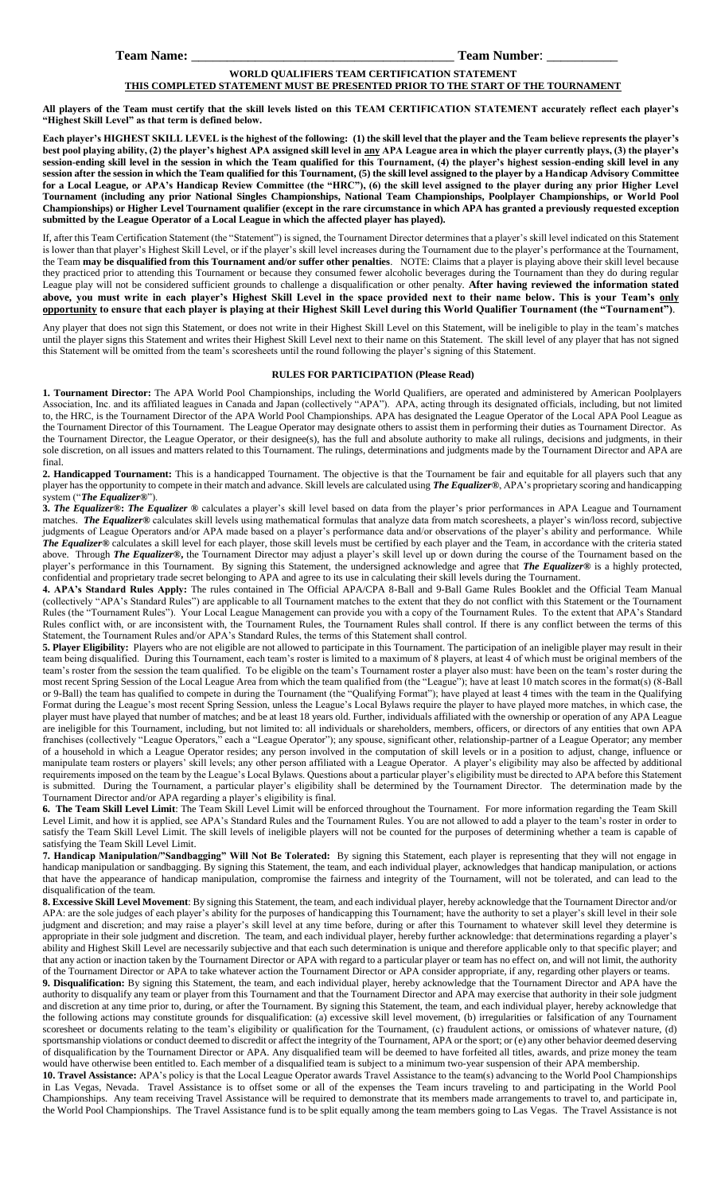**Team Name:** \_\_\_\_\_\_\_\_\_\_\_\_\_\_\_\_\_\_\_\_\_\_\_\_\_\_\_\_\_\_\_\_\_\_\_\_\_\_\_\_\_\_ **Team Number**: \_\_\_\_\_\_\_\_\_\_\_

## WORLD QUALIFIERS TEAM CERTIFICATION STATEMENT

**THIS COMPLETED STATEMENT MUST BE PRESENTED PRIOR TO THE START OF THE TOURNAMENT**

**All players of the Team must certify that the skill levels listed on this TEAM CERTIFICATION STATEMENT accurately reflect each player's "Highest Skill Level" as that term is defined below.**

**Each player's HIGHEST SKILL LEVEL is the highest of the following: (1) the skill level that the player and the Team believe represents the player's best pool playing ability, (2) the player's highest APA assigned skill level in any APA League area in which the player currently plays, (3) the player's session-ending skill level in the session in which the Team qualified for this Tournament, (4) the player's highest session-ending skill level in any session after the session in which the Team qualified for this Tournament, (5) the skill level assigned to the player by a Handicap Advisory Committee for a Local League, or APA's Handicap Review Committee (the "HRC"), (6) the skill level assigned to the player during any prior Higher Level Tournament (including any prior National Singles Championships, National Team Championships, Poolplayer Championships, or World Pool Championships) or Higher Level Tournament qualifier (except in the rare circumstance in which APA has granted a previously requested exception submitted by the League Operator of a Local League in which the affected player has played).**

If, after this Team Certification Statement (the "Statement") is signed, the Tournament Director determines that a player's skill level indicated on this Statement is lower than that player's Highest Skill Level, or if the player's skill level increases during the Tournament due to the player's performance at the Tournament, the Team **may be disqualified from this Tournament and/or suffer other penalties**. NOTE: Claims that a player is playing above their skill level because they practiced prior to attending this Tournament or because they consumed fewer alcoholic beverages during the Tournament than they do during regular League play will not be considered sufficient grounds to challenge a disqualification or other penalty. **After having reviewed the information stated above, you must write in each player's Highest Skill Level in the space provided next to their name below. This is your Team's only opportunity to ensure that each player is playing at their Highest Skill Level during this World Qualifier Tournament (the "Tournament").**

Any player that does not sign this Statement, or does not write in their Highest Skill Level on this Statement, will be ineligible to play in the team's matches until the player signs this Statement and writes their Highest Skill Level next to their name on this Statement. The skill level of any player that has not signed this Statement will be omitted from the team's scoresheets until the round following the player's signing of this Statement.

### RULES FOR PARTICIPATION (Please Read)

**1. Tournament Director:** The APA World Pool Championships, including the World Qualifiers, are operated and administered by American Poolplayers Association, Inc. and its affiliated leagues in Canada and Japan (collectively "APA"). APA, acting through its designated officials, including, but not limited to, the HRC, is the Tournament Director of the APA World Pool Championships. APA has designated the League Operator of the Local APA Pool League as the Tournament Director of this Tournament. The League Operator may designate others to assist them in performing their duties as Tournament Director. As the Tournament Director, the League Operator, or their designee(s), has the full and absolute authority to make all rulings, decisions and judgments, in their sole discretion, on all issues and matters related to this Tournament. The rulings, determinations and judgments made by the Tournament Director and APA are final.

**2. Handicapped Tournament:** This is a handicapped Tournament. The objective is that the Tournament be fair and equitable for all players such that any player has the opportunity to compete in their match and advance. Skill levels are calculated using ***The Equalizer®***, APA's proprietary scoring and handicapping system ("***The Equalizer®***").

**3. *The Equalizer®*: *The Equalizer ®*** calculates a player's skill level based on data from the player's prior performances in APA League and Tournament matches. ***The Equalizer®*** calculates skill levels using mathematical formulas that analyze data from match scoresheets, a player's win/loss record, subjective judgments of League Operators and/or APA based on a player's performance data and/or observations of the player's ability and performance. While ***The Equalizer®*** calculates a skill level for each player, those skill levels must be certified by each player and the Team, in accordance with the criteria stated above. Through ***The Equalizer®***, the Tournament Director may adjust a player's skill level up or down during the course of the Tournament based on the player's performance in this Tournament. By signing this Statement, the undersigned acknowledge and agree that ***The Equalizer®*** is a highly protected, confidential and proprietary trade secret belonging to APA and agree to its use in calculating their skill levels during the Tournament.

**4. APA's Standard Rules Apply:** The rules contained in The Official APA/CPA 8-Ball and 9-Ball Game Rules Booklet and the Official Team Manual (collectively "APA's Standard Rules") are applicable to all Tournament matches to the extent that they do not conflict with this Statement or the Tournament Rules (the "Tournament Rules"). Your Local League Management can provide you with a copy of the Tournament Rules. To the extent that APA's Standard Rules conflict with, or are inconsistent with, the Tournament Rules, the Tournament Rules shall control. If there is any conflict between the terms of this Statement, the Tournament Rules and/or APA's Standard Rules, the terms of this Statement shall control.

**5. Player Eligibility:** Players who are not eligible are not allowed to participate in this Tournament. The participation of an ineligible player may result in their team being disqualified. During this Tournament, each team's roster is limited to a maximum of 8 players, at least 4 of which must be original members of the team's roster from the session the team qualified. To be eligible on the team's Tournament roster a player also must: have been on the team's roster during the most recent Spring Session of the Local League Area from which the team qualified from (the "League"); have at least 10 match scores in the format(s) (8-Ball or 9-Ball) the team has qualified to compete in during the Tournament (the "Qualifying Format"); have played at least 4 times with the team in the Qualifying Format during the League's most recent Spring Session, unless the League's Local Bylaws require the player to have played more matches, in which case, the player must have played that number of matches; and be at least 18 years old. Further, individuals affiliated with the ownership or operation of any APA League are ineligible for this Tournament, including, but not limited to: all individuals or shareholders, members, officers, or directors of any entities that own APA franchises (collectively "League Operators," each a "League Operator"); any spouse, significant other, relationship-partner of a League Operator; any member of a household in which a League Operator resides; any person involved in the computation of skill levels or in a position to adjust, change, influence or manipulate team rosters or players' skill levels; any other person affiliated with a League Operator. A player's eligibility may also be affected by additional requirements imposed on the team by the League's Local Bylaws. Questions about a particular player's eligibility must be directed to APA before this Statement is submitted. During the Tournament, a particular player's eligibility shall be determined by the Tournament Director. The determination made by the Tournament Director and/or APA regarding a player's eligibility is final.

**6. The Team Skill Level Limit**: The Team Skill Level Limit will be enforced throughout the Tournament. For more information regarding the Team Skill Level Limit, and how it is applied, see APA's Standard Rules and the Tournament Rules. You are not allowed to add a player to the team's roster in order to satisfy the Team Skill Level Limit. The skill levels of ineligible players will not be counted for the purposes of determining whether a team is capable of satisfying the Team Skill Level Limit.

**7. Handicap Manipulation/"Sandbagging" Will Not Be Tolerated:** By signing this Statement, each player is representing that they will not engage in handicap manipulation or sandbagging. By signing this Statement, the team, and each individual player, acknowledges that handicap manipulation, or actions that have the appearance of handicap manipulation, compromise the fairness and integrity of the Tournament, will not be tolerated, and can lead to the disqualification of the team.

**8. Excessive Skill Level Movement**: By signing this Statement, the team, and each individual player, hereby acknowledge that the Tournament Director and/or APA: are the sole judges of each player's ability for the purposes of handicapping this Tournament; have the authority to set a player's skill level in their sole judgment and discretion; and may raise a player's skill level at any time before, during or after this Tournament to whatever skill level they determine is appropriate in their sole judgment and discretion. The team, and each individual player, hereby further acknowledge: that determinations regarding a player's ability and Highest Skill Level are necessarily subjective and that each such determination is unique and therefore applicable only to that specific player; and that any action or inaction taken by the Tournament Director or APA with regard to a particular player or team has no effect on, and will not limit, the authority of the Tournament Director or APA to take whatever action the Tournament Director or APA consider appropriate, if any, regarding other players or teams.

**9. Disqualification:** By signing this Statement, the team, and each individual player, hereby acknowledge that the Tournament Director and APA have the authority to disqualify any team or player from this Tournament and that the Tournament Director and APA may exercise that authority in their sole judgment and discretion at any time prior to, during, or after the Tournament. By signing this Statement, the team, and each individual player, hereby acknowledge that the following actions may constitute grounds for disqualification: (a) excessive skill level movement, (b) irregularities or falsification of any Tournament scoresheet or documents relating to the team's eligibility or qualification for the Tournament, (c) fraudulent actions, or omissions of whatever nature, (d) sportsmanship violations or conduct deemed to discredit or affect the integrity of the Tournament, APA or the sport; or (e) any other behavior deemed deserving of disqualification by the Tournament Director or APA. Any disqualified team will be deemed to have forfeited all titles, awards, and prize money the team would have otherwise been entitled to. Each member of a disqualified team is subject to a minimum two-year suspension of their APA membership.

**10. Travel Assistance:** APA's policy is that the Local League Operator awards Travel Assistance to the team(s) advancing to the World Pool Championships in Las Vegas, Nevada. Travel Assistance is to offset some or all of the expenses the Team incurs traveling to and participating in the World Pool Championships. Any team receiving Travel Assistance will be required to demonstrate that its members made arrangements to travel to, and participate in, the World Pool Championships. The Travel Assistance fund is to be split equally among the team members going to Las Vegas. The Travel Assistance is not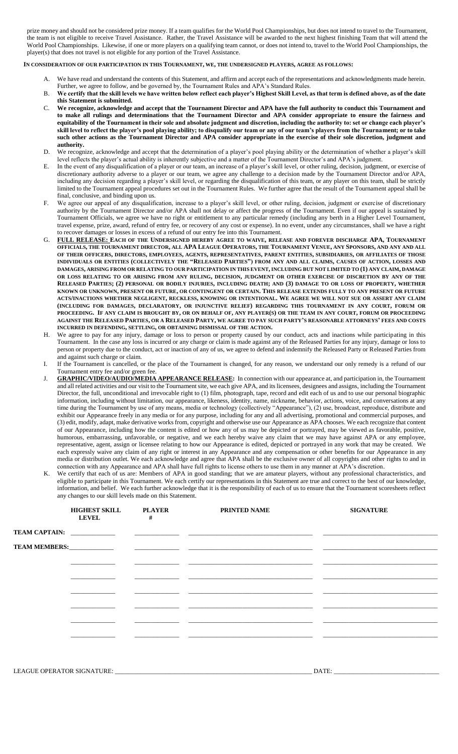prize money and should not be considered prize money. If a team qualifies for the World Pool Championships, but does not intend to travel to the Tournament, the team is not eligible to receive Travel Assistance. Rather, the Travel Assistance will be awarded to the next highest finishing Team that will attend the World Pool Championships. Likewise, if one or more players on a qualifying team cannot, or does not intend to, travel to the World Pool Championships, the player(s) that does not travel is not eligible for any portion of the Travel Assistance.

**IN CONSIDERATION OF OUR PARTICIPATION IN THIS TOURNAMENT, WE, THE UNDERSIGNED PLAYERS, AGREE AS FOLLOWS:**

A. We have read and understand the contents of this Statement, and affirm and accept each of the representations and acknowledgments made herein. Further, we agree to follow, and be governed by, the Tournament Rules and APA's Standard Rules.

B. **We certify that the skill levels we have written below reflect each player's Highest Skill Level, as that term is defined above, as of the date this Statement is submitted.**

C. **We recognize, acknowledge and accept that the Tournament Director and APA have the full authority to conduct this Tournament and to make all rulings and determinations that the Tournament Director and APA consider appropriate to ensure the fairness and equitability of the Tournament in their sole and absolute judgment and discretion, including the authority to: set or change each player's skill level to reflect the player's pool playing ability; to disqualify our team or any of our team's players from the Tournament; or to take such other actions as the Tournament Director and APA consider appropriate in the exercise of their sole discretion, judgment and authority.**

D. We recognize, acknowledge and accept that the determination of a player's pool playing ability or the determination of whether a player's skill level reflects the player's actual ability is inherently subjective and a matter of the Tournament Director's and APA's judgment.

E. In the event of any disqualification of a player or our team, an increase of a player's skill level, or other ruling, decision, judgment, or exercise of discretionary authority adverse to a player or our team, we agree any challenge to a decision made by the Tournament Director and/or APA, including any decision regarding a player's skill level, or regarding the disqualification of this team, or any player on this team, shall be strictly limited to the Tournament appeal procedures set out in the Tournament Rules. We further agree that the result of the Tournament appeal shall be final, conclusive, and binding upon us.

F. We agree our appeal of any disqualification, increase to a player's skill level, or other ruling, decision, judgment or exercise of discretionary authority by the Tournament Director and/or APA shall not delay or affect the progress of the Tournament. Even if our appeal is sustained by Tournament Officials, we agree we have no right or entitlement to any particular remedy (including any berth in a Higher Level Tournament, travel expense, prize, award, refund of entry fee, or recovery of any cost or expense). In no event, under any circumstances, shall we have a right to recover damages or losses in excess of a refund of our entry fee into this Tournament.

G. **<u>FULL RELEASE:</u> EACH OF THE UNDERSIGNED HEREBY AGREE TO WAIVE, RELEASE AND FOREVER DISCHARGE APA, TOURNAMENT OFFICIALS, THE TOURNAMENT DIRECTOR, ALL APA LEAGUE OPERATORS, THE TOURNAMENT VENUE, ANY SPONSORS, AND ANY AND ALL OF THEIR OFFICERS, DIRECTORS, EMPLOYEES, AGENTS, REPRESENTATIVES, PARENT ENTITIES, SUBSIDIARIES, OR AFFILIATES OF THOSE INDIVIDUALS OR ENTITIES (COLLECTIVELY THE "RELEASED PARTIES") FROM ANY AND ALL CLAIMS, CAUSES OF ACTION, LOSSES AND DAMAGES, ARISING FROM OR RELATING TO OUR PARTICIPATION IN THIS EVENT, INCLUDING BUT NOT LIMITED TO (1) ANY CLAIM, DAMAGE OR LOSS RELATING TO OR ARISING FROM ANY RULING, DECISION, JUDGMENT OR OTHER EXERCISE OF DISCRETION BY ANY OF THE RELEASED PARTIES; (2) PERSONAL OR BODILY INJURIES, INCLUDING DEATH; AND (3) DAMAGE TO OR LOSS OF PROPERTY, WHETHER KNOWN OR UNKNOWN, PRESENT OR FUTURE, OR CONTINGENT OR CERTAIN. THIS RELEASE EXTENDS FULLY TO ANY PRESENT OR FUTURE ACTS/INACTIONS WHETHER NEGLIGENT, RECKLESS, KNOWING OR INTENTIONAL. WE AGREE WE WILL NOT SUE OR ASSERT ANY CLAIM (INCLUDING FOR DAMAGES, DECLARATORY, OR INJUNCTIVE RELIEF) REGARDING THIS TOURNAMENT IN ANY COURT, FORUM OR PROCEEDING. IF ANY CLAIM IS BROUGHT BY, OR ON BEHALF OF, ANY PLAYER(S) OR THE TEAM IN ANY COURT, FORUM OR PROCEEDING AGAINST THE RELEASED PARTIES, OR A RELEASED PARTY, WE AGREE TO PAY SUCH PARTY'S REASONABLE ATTORNEYS' FEES AND COSTS INCURRED IN DEFENDING, SETTLING, OR OBTAINING DISMISSAL OF THE ACTION.**

H. We agree to pay for any injury, damage or loss to person or property caused by our conduct, acts and inactions while participating in this Tournament. In the case any loss is incurred or any charge or claim is made against any of the Released Parties for any injury, damage or loss to person or property due to the conduct, act or inaction of any of us, we agree to defend and indemnify the Released Party or Released Parties from and against such charge or claim.

I. If the Tournament is cancelled, or the place of the Tournament is changed, for any reason, we understand our only remedy is a refund of our Tournament entry fee and/or green fee.

J. **<u>GRAPHIC/VIDEO/AUDIO/MEDIA APPEARANCE RELEASE:</u>** In connection with our appearance at, and participation in, the Tournament and all related activities and our visit to the Tournament site, we each give APA, and its licensees, designees and assigns, including the Tournament Director, the full, unconditional and irrevocable right to (1) film, photograph, tape, record and edit each of us and to use our personal biographic information, including without limitation, our appearance, likeness, identity, name, nickname, behavior, actions, voice, and conversations at any time during the Tournament by use of any means, media or technology (collectively "Appearance"), (2) use, broadcast, reproduce, distribute and exhibit our Appearance freely in any media or for any purpose, including for any and all advertising, promotional and commercial purposes, and (3) edit, modify, adapt, make derivative works from, copyright and otherwise use our Appearance as APA chooses. We each recognize that content of our Appearance, including how the content is edited or how any of us may be depicted or portrayed, may be viewed as favorable, positive, humorous, embarrassing, unfavorable, or negative, and we each hereby waive any claim that we may have against APA or any employee, representative, agent, assign or licensee relating to how our Appearance is edited, depicted or portrayed in any work that may be created. We each expressly waive any claim of any right or interest in any Appearance and any compensation or other benefits for our Appearance in any media or distribution outlet. We each acknowledge and agree that APA shall be the exclusive owner of all copyrights and other rights to and in connection with any Appearance and APA shall have full rights to license others to use them in any manner at APA's discretion.

K. We certify that each of us are: Members of APA in good standing; that we are amateur players, without any professional characteristics, and eligible to participate in this Tournament. We each certify our representations in this Statement are true and correct to the best of our knowledge, information, and belief. We each further acknowledge that it is the responsibility of each of us to ensure that the Tournament scoresheets reflect any changes to our skill levels made on this Statement.

| | HIGHEST SKILL LEVEL | PLAYER # | PRINTED NAME | SIGNATURE |
|---|---|---|---|---|
| TEAM CAPTAIN: | ____________ | ____________ | ______________________________ | ______________________________ |
| TEAM MEMBERS: | ____________ | ____________ | ______________________________ | ______________________________ |
| | ____________ | ____________ | ______________________________ | ______________________________ |
| | ____________ | ____________ | ______________________________ | ______________________________ |
| | ____________ | ____________ | ______________________________ | ______________________________ |
| | ____________ | ____________ | ______________________________ | ______________________________ |
| | ____________ | ____________ | ______________________________ | ______________________________ |
| | ____________ | ____________ | ______________________________ | ______________________________ |

LEAGUE OPERATOR SIGNATURE: ______________________________ DATE: ______________________________